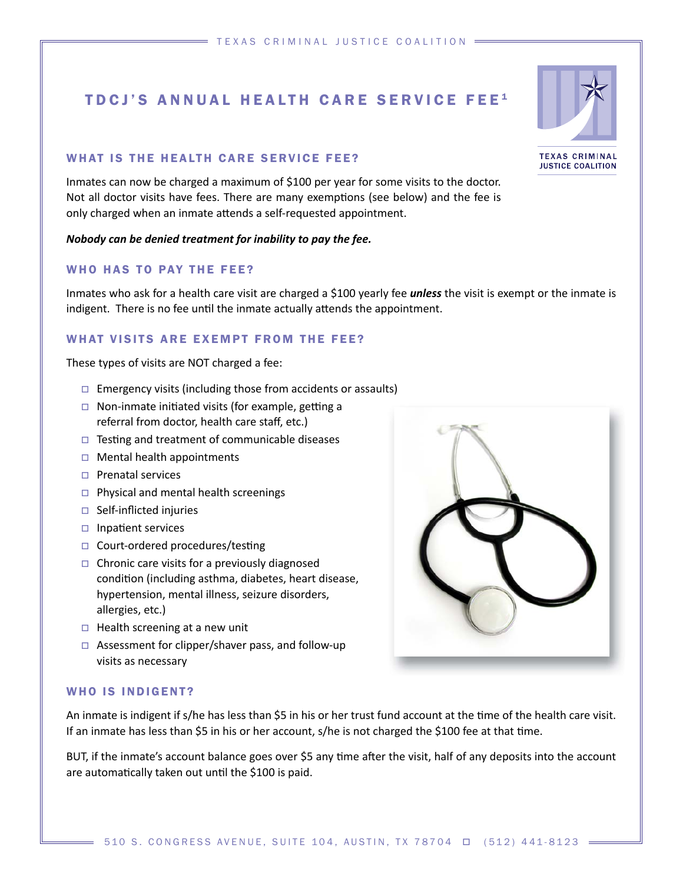# TDCJ'S ANNUAL HEALTH CARE SERVICE FEE[1]

## WHAT IS THE HEALTH CARE SERVICE FEE?

Inmates can now be charged a maximum of $100 per year for some visits to the doctor. Not all doctor visits have fees. There are many exemptions (see below) and the fee is only charged when an inmate attends a self-requested appointment.

***Nobody can be denied treatment for inability to pay the fee.***

## WHO HAS TO PAY THE FEE?

Inmates who ask for a health care visit are charged a $100 yearly fee ***unless*** the visit is exempt or the inmate is indigent. There is no fee until the inmate actually attends the appointment.

## WHAT VISITS ARE EXEMPT FROM THE FEE?

These types of visits are NOT charged a fee:

- Emergency visits (including those from accidents or assaults)
- Non-inmate initiated visits (for example, getting a referral from doctor, health care staff, etc.)
- Testing and treatment of communicable diseases
- Mental health appointments
- Prenatal services
- Physical and mental health screenings
- Self-inflicted injuries
- Inpatient services
- Court-ordered procedures/testing
- Chronic care visits for a previously diagnosed condition (including asthma, diabetes, heart disease, hypertension, mental illness, seizure disorders, allergies, etc.)
- Health screening at a new unit
- Assessment for clipper/shaver pass, and follow-up visits as necessary

## WHO IS INDIGENT?

An inmate is indigent if s/he has less than $5 in his or her trust fund account at the time of the health care visit. If an inmate has less than $5 in his or her account, s/he is not charged the $100 fee at that time.

BUT, if the inmate's account balance goes over $5 any time after the visit, half of any deposits into the account are automatically taken out until the $100 is paid.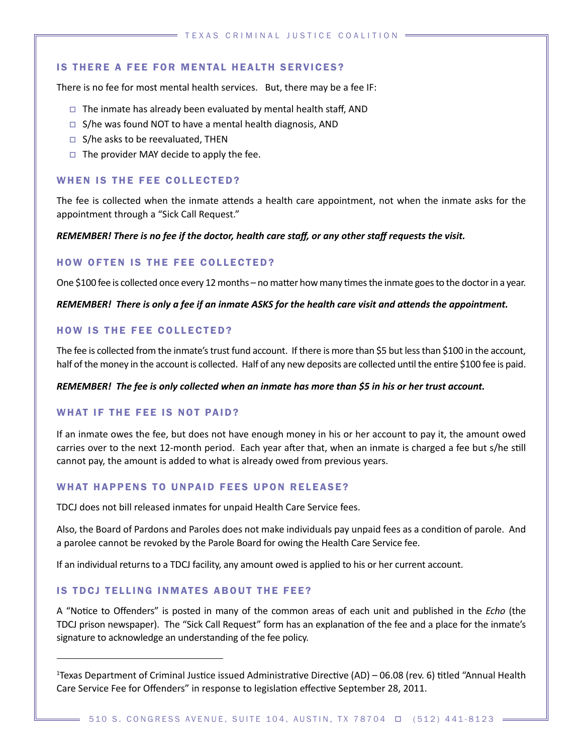## IS THERE A FEE FOR MENTAL HEALTH SERVICES?

There is no fee for most mental health services. But, there may be a fee IF:

- ◻ The inmate has already been evaluated by mental health staff, AND
- ◻ S/he was found NOT to have a mental health diagnosis, AND
- ◻ S/he asks to be reevaluated, THEN
- ◻ The provider MAY decide to apply the fee.

## WHEN IS THE FEE COLLECTED?

The fee is collected when the inmate attends a health care appointment, not when the inmate asks for the appointment through a "Sick Call Request."

***REMEMBER! There is no fee if the doctor, health care staff, or any other staff requests the visit.***

## HOW OFTEN IS THE FEE COLLECTED?

One $100 fee is collected once every 12 months – no matter how many times the inmate goes to the doctor in a year.

***REMEMBER! There is only a fee if an inmate ASKS for the health care visit and attends the appointment.***

## HOW IS THE FEE COLLECTED?

The fee is collected from the inmate's trust fund account. If there is more than $5 but less than $100 in the account, half of the money in the account is collected. Half of any new deposits are collected until the entire $100 fee is paid.

***REMEMBER! The fee is only collected when an inmate has more than $5 in his or her trust account.***

## WHAT IF THE FEE IS NOT PAID?

If an inmate owes the fee, but does not have enough money in his or her account to pay it, the amount owed carries over to the next 12-month period. Each year after that, when an inmate is charged a fee but s/he still cannot pay, the amount is added to what is already owed from previous years.

## WHAT HAPPENS TO UNPAID FEES UPON RELEASE?

TDCJ does not bill released inmates for unpaid Health Care Service fees.

Also, the Board of Pardons and Paroles does not make individuals pay unpaid fees as a condition of parole. And a parolee cannot be revoked by the Parole Board for owing the Health Care Service fee.

If an individual returns to a TDCJ facility, any amount owed is applied to his or her current account.

## IS TDCJ TELLING INMATES ABOUT THE FEE?

A "Notice to Offenders" is posted in many of the common areas of each unit and published in the *Echo* (the TDCJ prison newspaper). The "Sick Call Request" form has an explanation of the fee and a place for the inmate's signature to acknowledge an understanding of the fee policy.

---

[1] Texas Department of Criminal Justice issued Administrative Directive (AD) – 06.08 (rev. 6) titled "Annual Health Care Service Fee for Offenders" in response to legislation effective September 28, 2011.